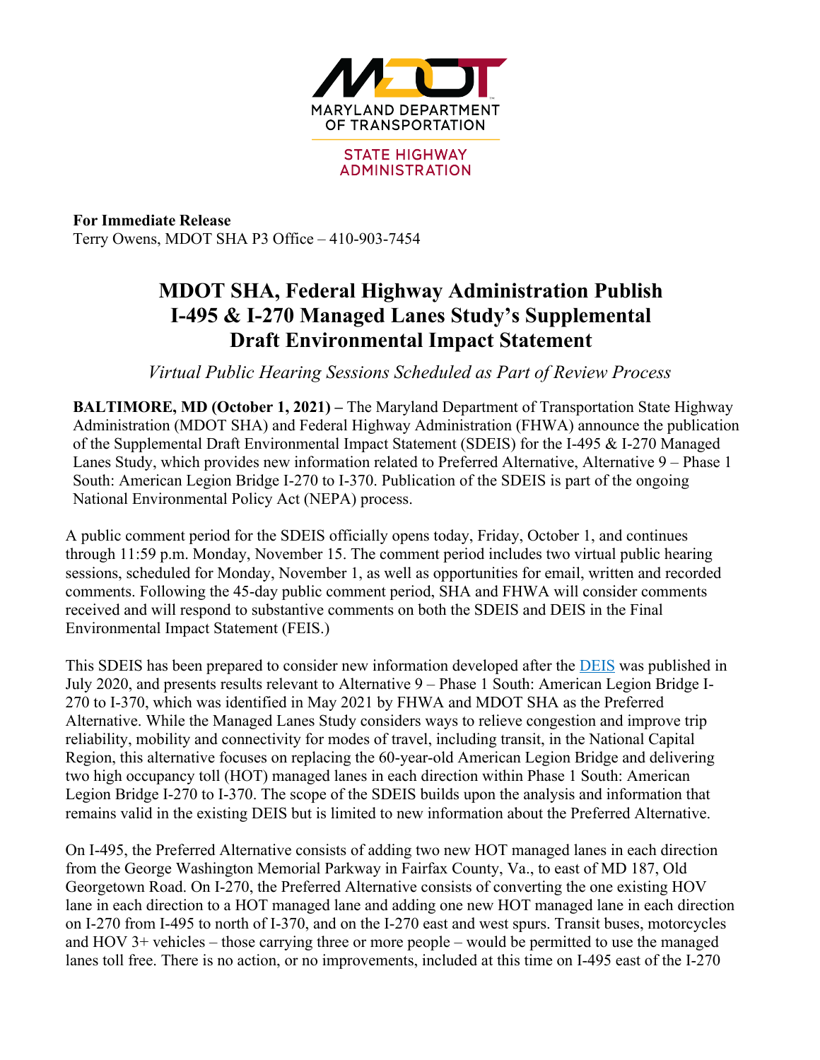MARYLAND DEPARTMENT OF TRANSPORTATION

STATE HIGHWAY ADMINISTRATION

**For Immediate Release**
Terry Owens, MDOT SHA P3 Office – 410-903-7454

# MDOT SHA, Federal Highway Administration Publish I-495 & I-270 Managed Lanes Study's Supplemental Draft Environmental Impact Statement

*Virtual Public Hearing Sessions Scheduled as Part of Review Process*

**BALTIMORE, MD (October 1, 2021) –** The Maryland Department of Transportation State Highway Administration (MDOT SHA) and Federal Highway Administration (FHWA) announce the publication of the Supplemental Draft Environmental Impact Statement (SDEIS) for the I-495 & I-270 Managed Lanes Study, which provides new information related to Preferred Alternative, Alternative 9 – Phase 1 South: American Legion Bridge I-270 to I-370. Publication of the SDEIS is part of the ongoing National Environmental Policy Act (NEPA) process.

A public comment period for the SDEIS officially opens today, Friday, October 1, and continues through 11:59 p.m. Monday, November 15. The comment period includes two virtual public hearing sessions, scheduled for Monday, November 1, as well as opportunities for email, written and recorded comments. Following the 45-day public comment period, SHA and FHWA will consider comments received and will respond to substantive comments on both the SDEIS and DEIS in the Final Environmental Impact Statement (FEIS.)

This SDEIS has been prepared to consider new information developed after the DEIS was published in July 2020, and presents results relevant to Alternative 9 – Phase 1 South: American Legion Bridge I-270 to I-370, which was identified in May 2021 by FHWA and MDOT SHA as the Preferred Alternative. While the Managed Lanes Study considers ways to relieve congestion and improve trip reliability, mobility and connectivity for modes of travel, including transit, in the National Capital Region, this alternative focuses on replacing the 60-year-old American Legion Bridge and delivering two high occupancy toll (HOT) managed lanes in each direction within Phase 1 South: American Legion Bridge I-270 to I-370. The scope of the SDEIS builds upon the analysis and information that remains valid in the existing DEIS but is limited to new information about the Preferred Alternative.

On I-495, the Preferred Alternative consists of adding two new HOT managed lanes in each direction from the George Washington Memorial Parkway in Fairfax County, Va., to east of MD 187, Old Georgetown Road. On I-270, the Preferred Alternative consists of converting the one existing HOV lane in each direction to a HOT managed lane and adding one new HOT managed lane in each direction on I-270 from I-495 to north of I-370, and on the I-270 east and west spurs. Transit buses, motorcycles and HOV 3+ vehicles – those carrying three or more people – would be permitted to use the managed lanes toll free. There is no action, or no improvements, included at this time on I-495 east of the I-270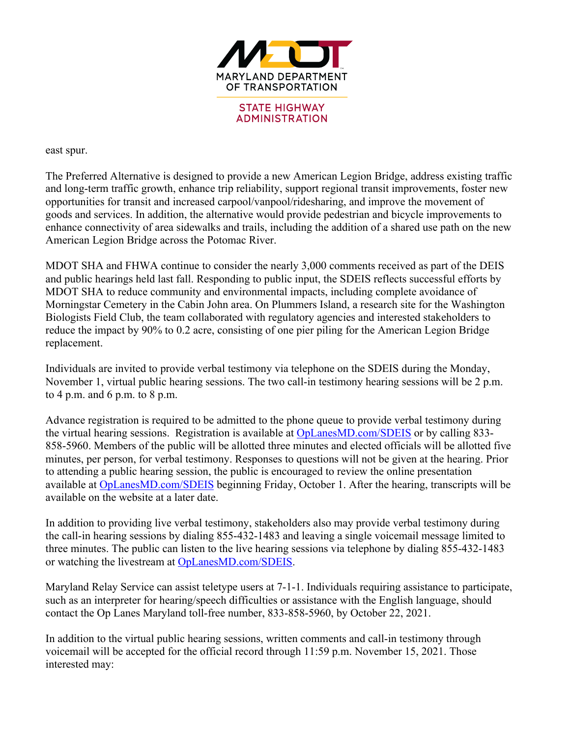east spur.

The Preferred Alternative is designed to provide a new American Legion Bridge, address existing traffic and long-term traffic growth, enhance trip reliability, support regional transit improvements, foster new opportunities for transit and increased carpool/vanpool/ridesharing, and improve the movement of goods and services. In addition, the alternative would provide pedestrian and bicycle improvements to enhance connectivity of area sidewalks and trails, including the addition of a shared use path on the new American Legion Bridge across the Potomac River.

MDOT SHA and FHWA continue to consider the nearly 3,000 comments received as part of the DEIS and public hearings held last fall. Responding to public input, the SDEIS reflects successful efforts by MDOT SHA to reduce community and environmental impacts, including complete avoidance of Morningstar Cemetery in the Cabin John area. On Plummers Island, a research site for the Washington Biologists Field Club, the team collaborated with regulatory agencies and interested stakeholders to reduce the impact by 90% to 0.2 acre, consisting of one pier piling for the American Legion Bridge replacement.

Individuals are invited to provide verbal testimony via telephone on the SDEIS during the Monday, November 1, virtual public hearing sessions. The two call-in testimony hearing sessions will be 2 p.m. to 4 p.m. and 6 p.m. to 8 p.m.

Advance registration is required to be admitted to the phone queue to provide verbal testimony during the virtual hearing sessions. Registration is available at [OpLanesMD.com/SDEIS](OpLanesMD.com/SDEIS) or by calling 833-858-5960. Members of the public will be allotted three minutes and elected officials will be allotted five minutes, per person, for verbal testimony. Responses to questions will not be given at the hearing. Prior to attending a public hearing session, the public is encouraged to review the online presentation available at [OpLanesMD.com/SDEIS](OpLanesMD.com/SDEIS) beginning Friday, October 1. After the hearing, transcripts will be available on the website at a later date.

In addition to providing live verbal testimony, stakeholders also may provide verbal testimony during the call-in hearing sessions by dialing 855-432-1483 and leaving a single voicemail message limited to three minutes. The public can listen to the live hearing sessions via telephone by dialing 855-432-1483 or watching the livestream at [OpLanesMD.com/SDEIS](OpLanesMD.com/SDEIS).

Maryland Relay Service can assist teletype users at 7-1-1. Individuals requiring assistance to participate, such as an interpreter for hearing/speech difficulties or assistance with the English language, should contact the Op Lanes Maryland toll-free number, 833-858-5960, by October 22, 2021.

In addition to the virtual public hearing sessions, written comments and call-in testimony through voicemail will be accepted for the official record through 11:59 p.m. November 15, 2021. Those interested may: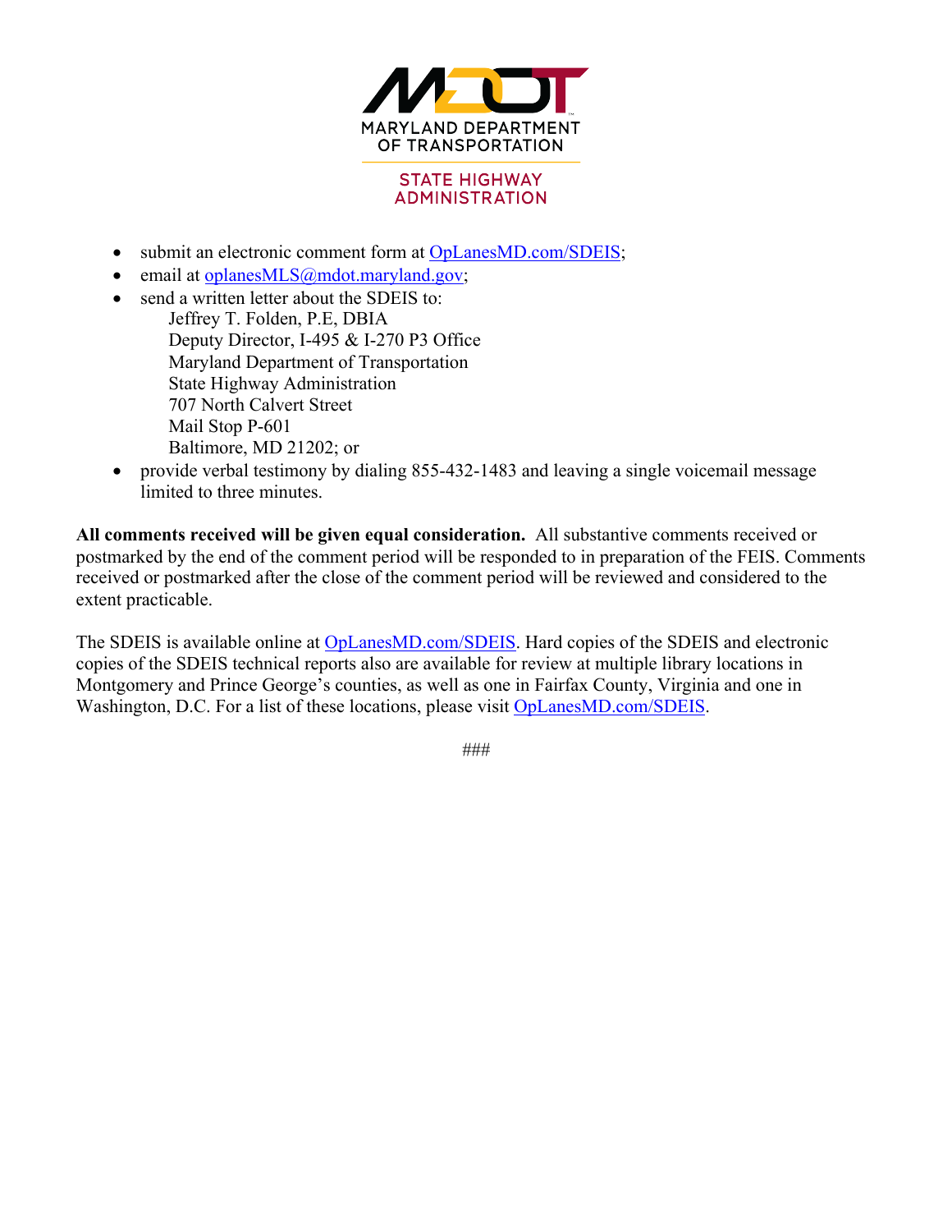MARYLAND DEPARTMENT OF TRANSPORTATION

STATE HIGHWAY ADMINISTRATION

- submit an electronic comment form at OpLanesMD.com/SDEIS;
- email at oplanesMLS@mdot.maryland.gov;
- send a written letter about the SDEIS to:
  Jeffrey T. Folden, P.E, DBIA
  Deputy Director, I-495 & I-270 P3 Office
  Maryland Department of Transportation
  State Highway Administration
  707 North Calvert Street
  Mail Stop P-601
  Baltimore, MD 21202; or
- provide verbal testimony by dialing 855-432-1483 and leaving a single voicemail message limited to three minutes.

**All comments received will be given equal consideration.** All substantive comments received or postmarked by the end of the comment period will be responded to in preparation of the FEIS. Comments received or postmarked after the close of the comment period will be reviewed and considered to the extent practicable.

The SDEIS is available online at OpLanesMD.com/SDEIS. Hard copies of the SDEIS and electronic copies of the SDEIS technical reports also are available for review at multiple library locations in Montgomery and Prince George's counties, as well as one in Fairfax County, Virginia and one in Washington, D.C. For a list of these locations, please visit OpLanesMD.com/SDEIS.

###